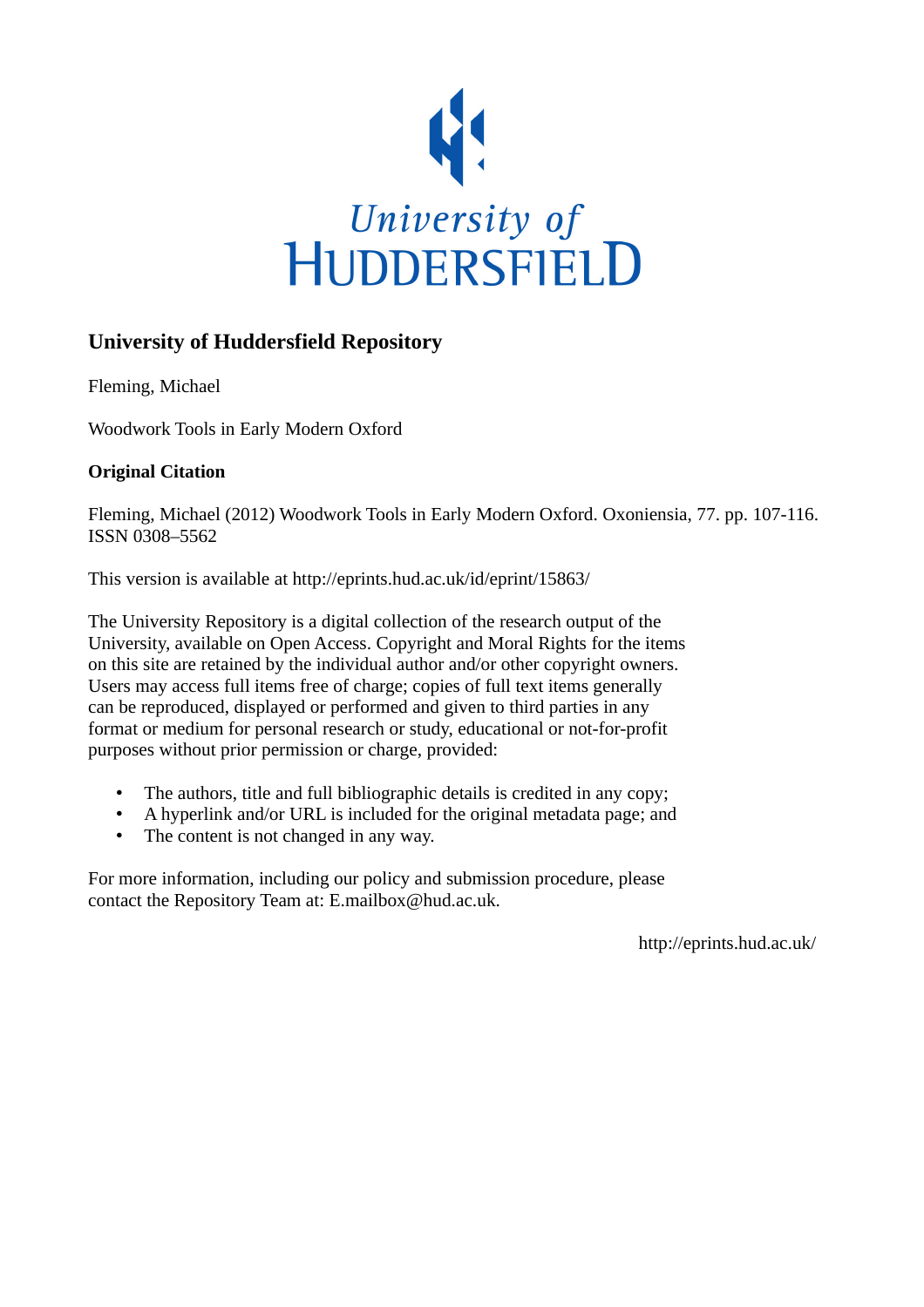University of HUDDERSFIELD

## University of Huddersfield Repository

Fleming, Michael

Woodwork Tools in Early Modern Oxford

**Original Citation**

Fleming, Michael (2012) Woodwork Tools in Early Modern Oxford. Oxoniensia, 77. pp. 107-116. ISSN 0308–5562

This version is available at http://eprints.hud.ac.uk/id/eprint/15863/

The University Repository is a digital collection of the research output of the University, available on Open Access. Copyright and Moral Rights for the items on this site are retained by the individual author and/or other copyright owners. Users may access full items free of charge; copies of full text items generally can be reproduced, displayed or performed and given to third parties in any format or medium for personal research or study, educational or not-for-profit purposes without prior permission or charge, provided:

- The authors, title and full bibliographic details is credited in any copy;
- A hyperlink and/or URL is included for the original metadata page; and
- The content is not changed in any way.

For more information, including our policy and submission procedure, please contact the Repository Team at: E.mailbox@hud.ac.uk.

http://eprints.hud.ac.uk/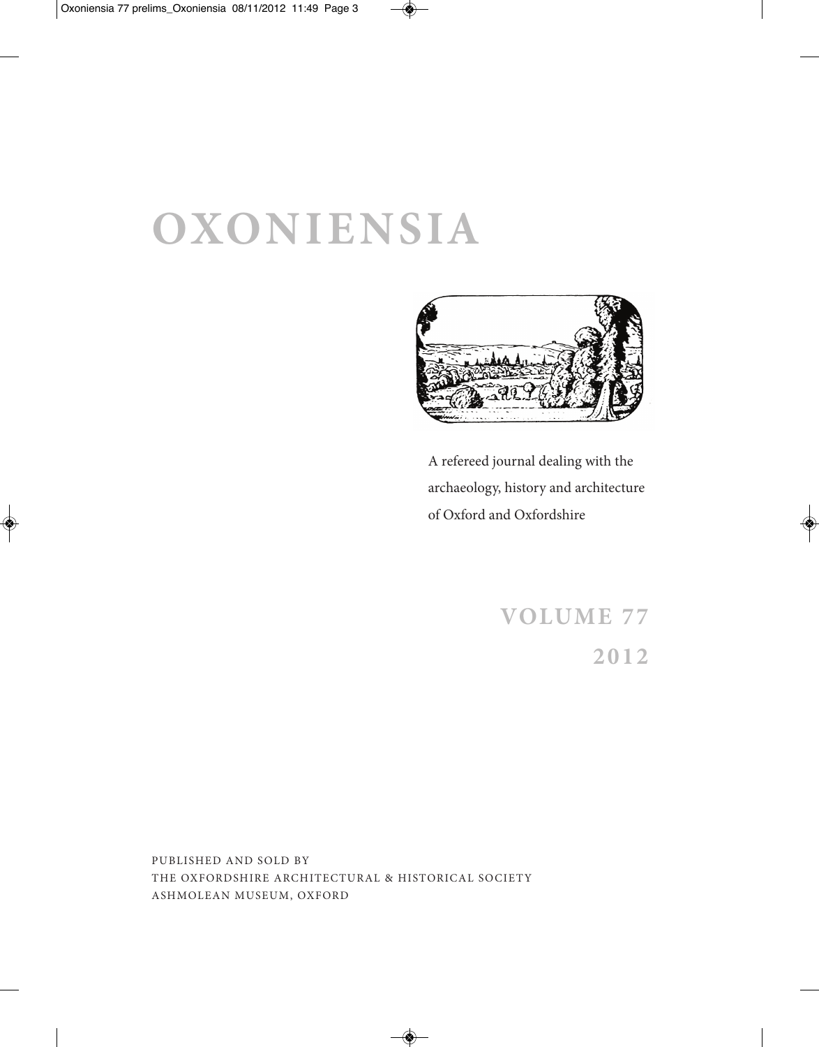# OXONIENSIA

A refereed journal dealing with the archaeology, history and architecture of Oxford and Oxfordshire

## VOLUME 77

## 2012

PUBLISHED AND SOLD BY
THE OXFORDSHIRE ARCHITECTURAL & HISTORICAL SOCIETY
ASHMOLEAN MUSEUM, OXFORD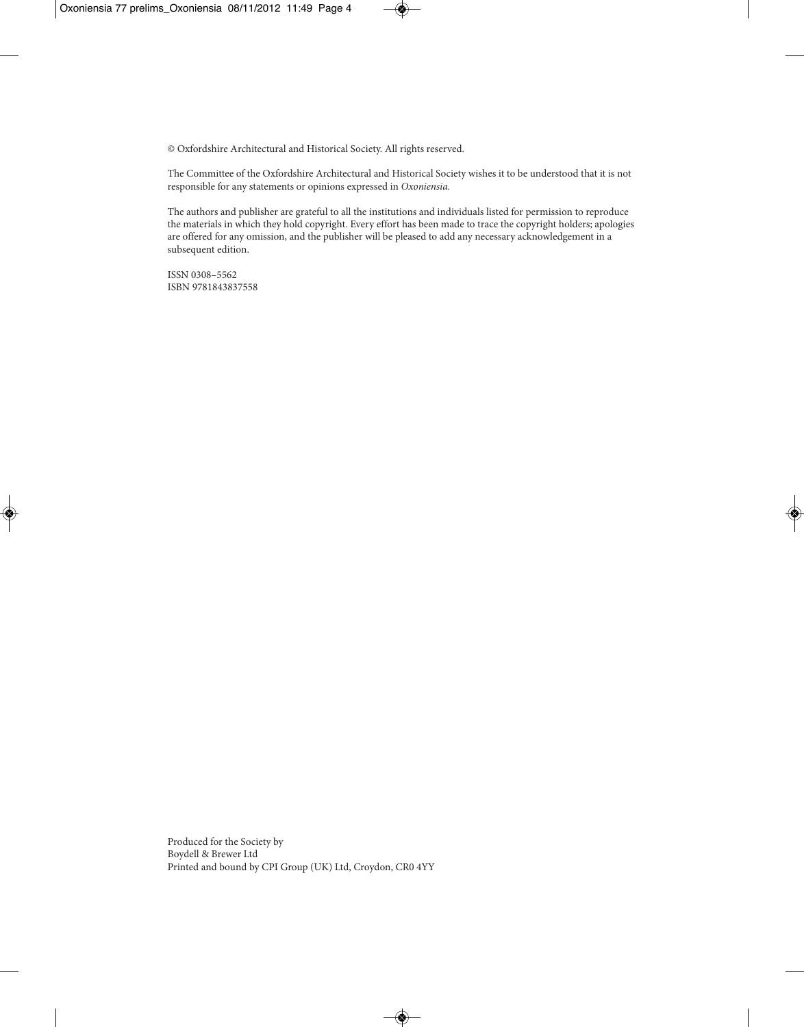© Oxfordshire Architectural and Historical Society. All rights reserved.

The Committee of the Oxfordshire Architectural and Historical Society wishes it to be understood that it is not responsible for any statements or opinions expressed in *Oxoniensia.*

The authors and publisher are grateful to all the institutions and individuals listed for permission to reproduce the materials in which they hold copyright. Every effort has been made to trace the copyright holders; apologies are offered for any omission, and the publisher will be pleased to add any necessary acknowledgement in a subsequent edition.

ISSN 0308–5562
ISBN 9781843837558

Produced for the Society by
Boydell & Brewer Ltd
Printed and bound by CPI Group (UK) Ltd, Croydon, CR0 4YY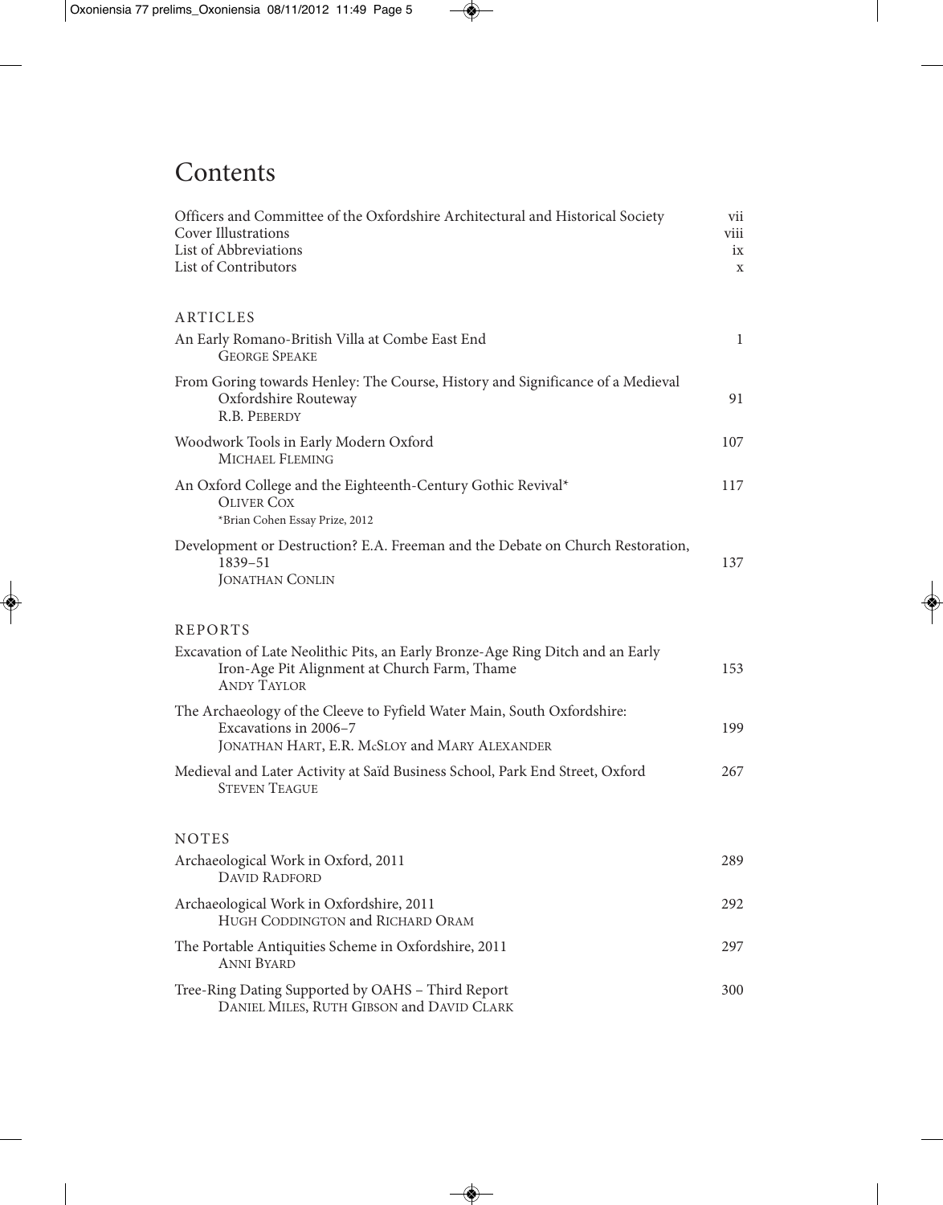# Contents

| | |
|---|---|
| Officers and Committee of the Oxfordshire Architectural and Historical Society | vii |
| Cover Illustrations | viii |
| List of Abbreviations | ix |
| List of Contributors | x |

## ARTICLES

| | |
|---|---|
| An Early Romano-British Villa at Combe East End<br>GEORGE SPEAKE | 1 |
| From Goring towards Henley: The Course, History and Significance of a Medieval Oxfordshire Routeway<br>R.B. PEBERDY | 91 |
| Woodwork Tools in Early Modern Oxford<br>MICHAEL FLEMING | 107 |
| An Oxford College and the Eighteenth-Century Gothic Revival*<br>OLIVER COX<br>*Brian Cohen Essay Prize, 2012 | 117 |
| Development or Destruction? E.A. Freeman and the Debate on Church Restoration, 1839–51<br>JONATHAN CONLIN | 137 |

## REPORTS

| | |
|---|---|
| Excavation of Late Neolithic Pits, an Early Bronze-Age Ring Ditch and an Early Iron-Age Pit Alignment at Church Farm, Thame<br>ANDY TAYLOR | 153 |
| The Archaeology of the Cleeve to Fyfield Water Main, South Oxfordshire: Excavations in 2006–7<br>JONATHAN HART, E.R. MCSLOY and MARY ALEXANDER | 199 |
| Medieval and Later Activity at Saïd Business School, Park End Street, Oxford<br>STEVEN TEAGUE | 267 |

## NOTES

| | |
|---|---|
| Archaeological Work in Oxford, 2011<br>DAVID RADFORD | 289 |
| Archaeological Work in Oxfordshire, 2011<br>HUGH CODDINGTON and RICHARD ORAM | 292 |
| The Portable Antiquities Scheme in Oxfordshire, 2011<br>ANNI BYARD | 297 |
| Tree-Ring Dating Supported by OAHS – Third Report<br>DANIEL MILES, RUTH GIBSON and DAVID CLARK | 300 |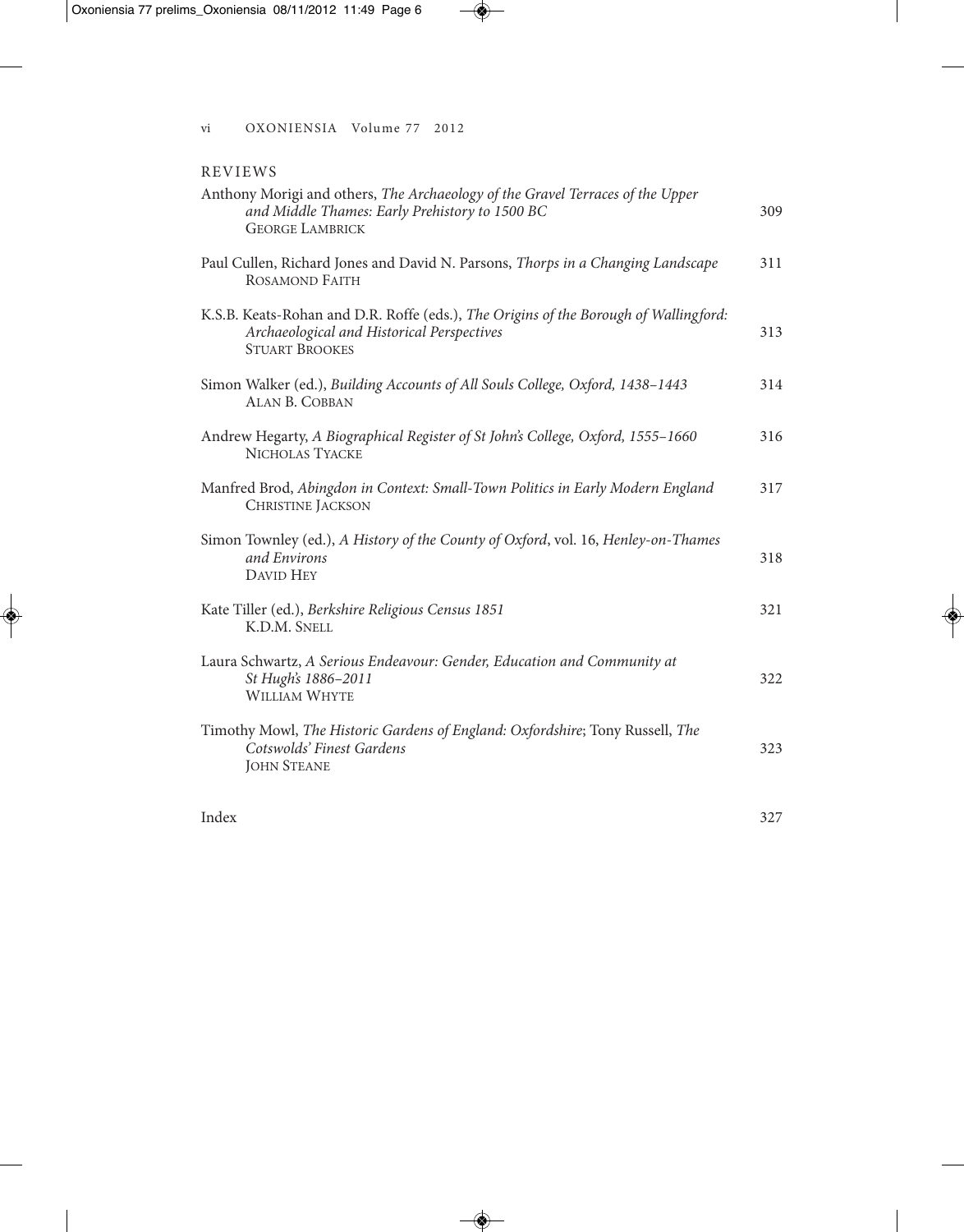## REVIEWS

Anthony Morigi and others, *The Archaeology of the Gravel Terraces of the Upper and Middle Thames: Early Prehistory to 1500 BC* — 309
GEORGE LAMBRICK

Paul Cullen, Richard Jones and David N. Parsons, *Thorps in a Changing Landscape* — 311
ROSAMOND FAITH

K.S.B. Keats-Rohan and D.R. Roffe (eds.), *The Origins of the Borough of Wallingford: Archaeological and Historical Perspectives* — 313
STUART BROOKES

Simon Walker (ed.), *Building Accounts of All Souls College, Oxford, 1438–1443* — 314
ALAN B. COBBAN

Andrew Hegarty, *A Biographical Register of St John's College, Oxford, 1555–1660* — 316
NICHOLAS TYACKE

Manfred Brod, *Abingdon in Context: Small-Town Politics in Early Modern England* — 317
CHRISTINE JACKSON

Simon Townley (ed.), *A History of the County of Oxford*, vol. 16, *Henley-on-Thames and Environs* — 318
DAVID HEY

Kate Tiller (ed.), *Berkshire Religious Census 1851* — 321
K.D.M. SNELL

Laura Schwartz, *A Serious Endeavour: Gender, Education and Community at St Hugh's 1886–2011* — 322
WILLIAM WHYTE

Timothy Mowl, *The Historic Gardens of England: Oxfordshire*; Tony Russell, *The Cotswolds' Finest Gardens* — 323
JOHN STEANE

Index — 327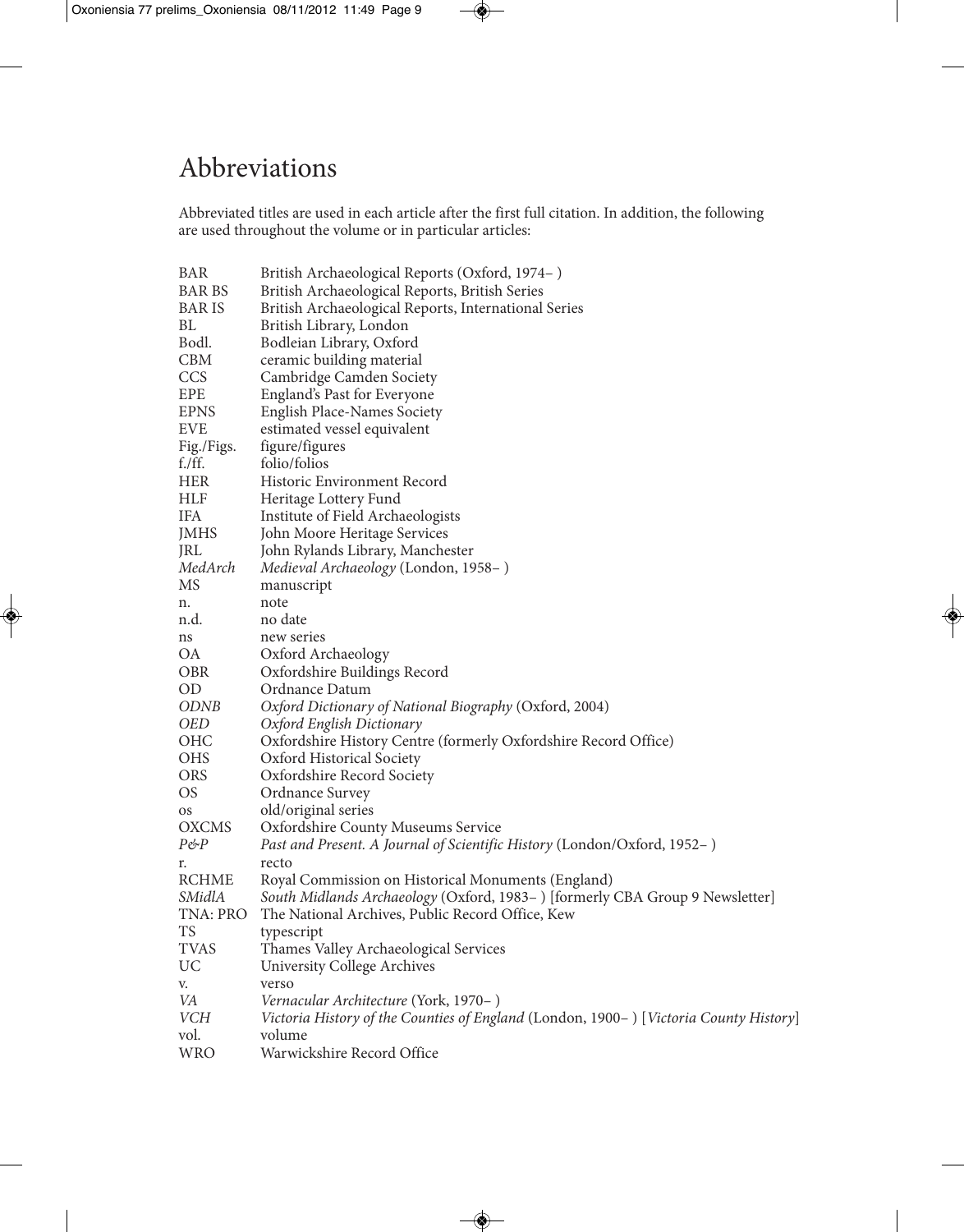# Abbreviations

Abbreviated titles are used in each article after the first full citation. In addition, the following are used throughout the volume or in particular articles:

| | |
|---|---|
| BAR | British Archaeological Reports (Oxford, 1974– ) |
| BAR BS | British Archaeological Reports, British Series |
| BAR IS | British Archaeological Reports, International Series |
| BL | British Library, London |
| Bodl. | Bodleian Library, Oxford |
| CBM | ceramic building material |
| CCS | Cambridge Camden Society |
| EPE | England's Past for Everyone |
| EPNS | English Place-Names Society |
| EVE | estimated vessel equivalent |
| Fig./Figs. | figure/figures |
| f./ff. | folio/folios |
| HER | Historic Environment Record |
| HLF | Heritage Lottery Fund |
| IFA | Institute of Field Archaeologists |
| JMHS | John Moore Heritage Services |
| JRL | John Rylands Library, Manchester |
| *MedArch* | *Medieval Archaeology* (London, 1958– ) |
| MS | manuscript |
| n. | note |
| n.d. | no date |
| ns | new series |
| OA | Oxford Archaeology |
| OBR | Oxfordshire Buildings Record |
| OD | Ordnance Datum |
| *ODNB* | *Oxford Dictionary of National Biography* (Oxford, 2004) |
| *OED* | *Oxford English Dictionary* |
| OHC | Oxfordshire History Centre (formerly Oxfordshire Record Office) |
| OHS | Oxford Historical Society |
| ORS | Oxfordshire Record Society |
| OS | Ordnance Survey |
| os | old/original series |
| OXCMS | Oxfordshire County Museums Service |
| *P&P* | *Past and Present. A Journal of Scientific History* (London/Oxford, 1952– ) |
| r. | recto |
| RCHME | Royal Commission on Historical Monuments (England) |
| *SMidlA* | *South Midlands Archaeology* (Oxford, 1983– ) [formerly CBA Group 9 Newsletter] |
| TNA: PRO | The National Archives, Public Record Office, Kew |
| TS | typescript |
| TVAS | Thames Valley Archaeological Services |
| UC | University College Archives |
| v. | verso |
| *VA* | *Vernacular Architecture* (York, 1970– ) |
| *VCH* | *Victoria History of the Counties of England* (London, 1900– ) [*Victoria County History*] |
| vol. | volume |
| WRO | Warwickshire Record Office |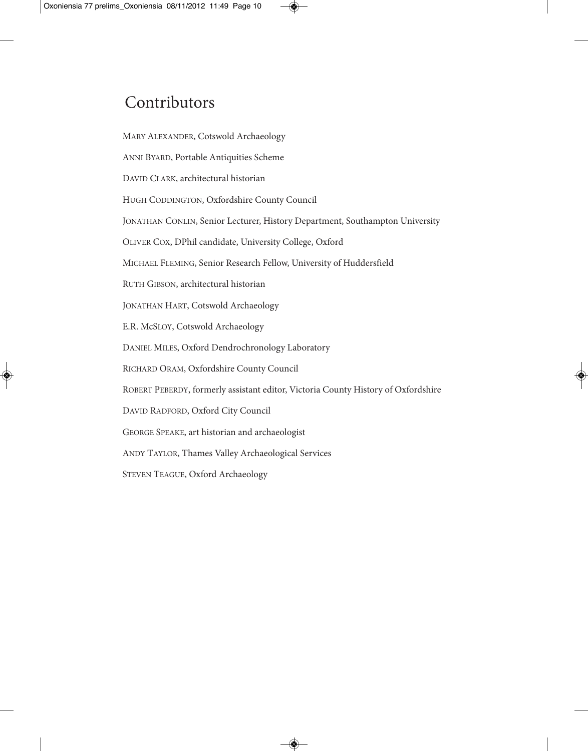# Contributors

MARY ALEXANDER, Cotswold Archaeology

ANNI BYARD, Portable Antiquities Scheme

DAVID CLARK, architectural historian

HUGH CODDINGTON, Oxfordshire County Council

JONATHAN CONLIN, Senior Lecturer, History Department, Southampton University

OLIVER COX, DPhil candidate, University College, Oxford

MICHAEL FLEMING, Senior Research Fellow, University of Huddersfield

RUTH GIBSON, architectural historian

JONATHAN HART, Cotswold Archaeology

E.R. MCSLOY, Cotswold Archaeology

DANIEL MILES, Oxford Dendrochronology Laboratory

RICHARD ORAM, Oxfordshire County Council

ROBERT PEBERDY, formerly assistant editor, Victoria County History of Oxfordshire

DAVID RADFORD, Oxford City Council

GEORGE SPEAKE, art historian and archaeologist

ANDY TAYLOR, Thames Valley Archaeological Services

STEVEN TEAGUE, Oxford Archaeology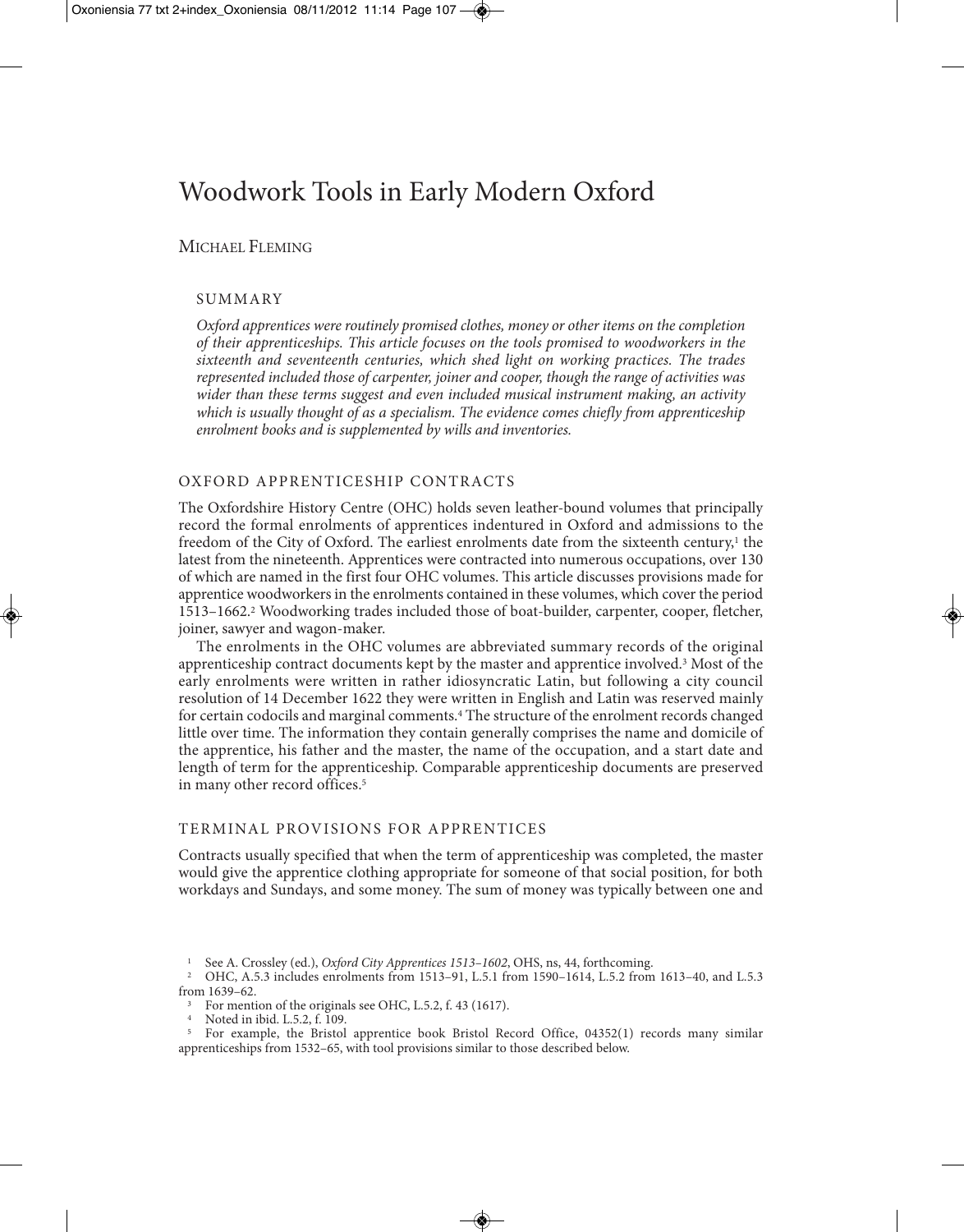# Woodwork Tools in Early Modern Oxford

Michael Fleming

## SUMMARY

*Oxford apprentices were routinely promised clothes, money or other items on the completion of their apprenticeships. This article focuses on the tools promised to woodworkers in the sixteenth and seventeenth centuries, which shed light on working practices. The trades represented included those of carpenter, joiner and cooper, though the range of activities was wider than these terms suggest and even included musical instrument making, an activity which is usually thought of as a specialism. The evidence comes chiefly from apprenticeship enrolment books and is supplemented by wills and inventories.*

## OXFORD APPRENTICESHIP CONTRACTS

The Oxfordshire History Centre (OHC) holds seven leather-bound volumes that principally record the formal enrolments of apprentices indentured in Oxford and admissions to the freedom of the City of Oxford. The earliest enrolments date from the sixteenth century,[1] the latest from the nineteenth. Apprentices were contracted into numerous occupations, over 130 of which are named in the first four OHC volumes. This article discusses provisions made for apprentice woodworkers in the enrolments contained in these volumes, which cover the period 1513–1662.[2] Woodworking trades included those of boat-builder, carpenter, cooper, fletcher, joiner, sawyer and wagon-maker.

The enrolments in the OHC volumes are abbreviated summary records of the original apprenticeship contract documents kept by the master and apprentice involved.[3] Most of the early enrolments were written in rather idiosyncratic Latin, but following a city council resolution of 14 December 1622 they were written in English and Latin was reserved mainly for certain codocils and marginal comments.[4] The structure of the enrolment records changed little over time. The information they contain generally comprises the name and domicile of the apprentice, his father and the master, the name of the occupation, and a start date and length of term for the apprenticeship. Comparable apprenticeship documents are preserved in many other record offices.[5]

## TERMINAL PROVISIONS FOR APPRENTICES

Contracts usually specified that when the term of apprenticeship was completed, the master would give the apprentice clothing appropriate for someone of that social position, for both workdays and Sundays, and some money. The sum of money was typically between one and

---

[1] See A. Crossley (ed.), *Oxford City Apprentices 1513–1602*, OHS, ns, 44, forthcoming.

[2] OHC, A.5.3 includes enrolments from 1513–91, L.5.1 from 1590–1614, L.5.2 from 1613–40, and L.5.3 from 1639–62.

[3] For mention of the originals see OHC, L.5.2, f. 43 (1617).

[4] Noted in ibid. L.5.2, f. 109.

[5] For example, the Bristol apprentice book Bristol Record Office, 04352(1) records many similar apprenticeships from 1532–65, with tool provisions similar to those described below.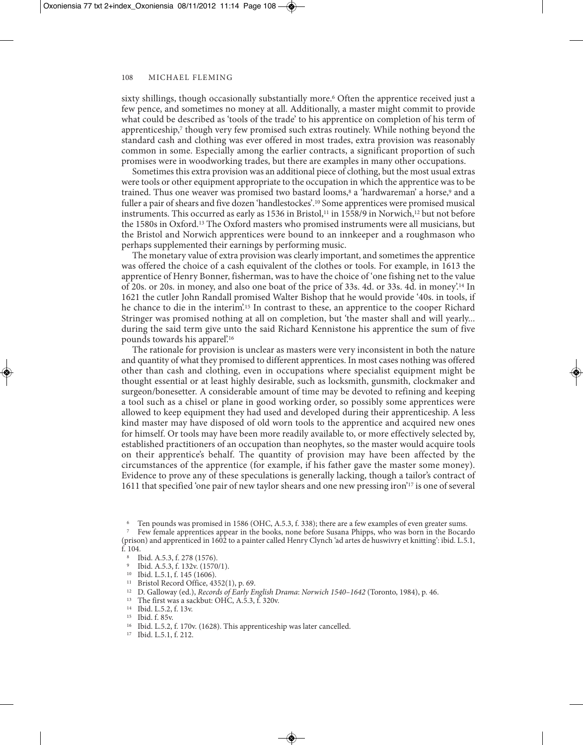sixty shillings, though occasionally substantially more.[6] Often the apprentice received just a few pence, and sometimes no money at all. Additionally, a master might commit to provide what could be described as 'tools of the trade' to his apprentice on completion of his term of apprenticeship,[7] though very few promised such extras routinely. While nothing beyond the standard cash and clothing was ever offered in most trades, extra provision was reasonably common in some. Especially among the earlier contracts, a significant proportion of such promises were in woodworking trades, but there are examples in many other occupations.

Sometimes this extra provision was an additional piece of clothing, but the most usual extras were tools or other equipment appropriate to the occupation in which the apprentice was to be trained. Thus one weaver was promised two bastard looms,[8] a 'hardwareman' a horse,[9] and a fuller a pair of shears and five dozen 'handlestockes'.[10] Some apprentices were promised musical instruments. This occurred as early as 1536 in Bristol,[11] in 1558/9 in Norwich,[12] but not before the 1580s in Oxford.[13] The Oxford masters who promised instruments were all musicians, but the Bristol and Norwich apprentices were bound to an innkeeper and a roughmason who perhaps supplemented their earnings by performing music.

The monetary value of extra provision was clearly important, and sometimes the apprentice was offered the choice of a cash equivalent of the clothes or tools. For example, in 1613 the apprentice of Henry Bonner, fisherman, was to have the choice of 'one fishing net to the value of 20s. or 20s. in money, and also one boat of the price of 33s. 4d. or 33s. 4d. in money'.[14] In 1621 the cutler John Randall promised Walter Bishop that he would provide '40s. in tools, if he chance to die in the interim'.[15] In contrast to these, an apprentice to the cooper Richard Stringer was promised nothing at all on completion, but 'the master shall and will yearly... during the said term give unto the said Richard Kennistone his apprentice the sum of five pounds towards his apparel'.[16]

The rationale for provision is unclear as masters were very inconsistent in both the nature and quantity of what they promised to different apprentices. In most cases nothing was offered other than cash and clothing, even in occupations where specialist equipment might be thought essential or at least highly desirable, such as locksmith, gunsmith, clockmaker and surgeon/bonesetter. A considerable amount of time may be devoted to refining and keeping a tool such as a chisel or plane in good working order, so possibly some apprentices were allowed to keep equipment they had used and developed during their apprenticeship. A less kind master may have disposed of old worn tools to the apprentice and acquired new ones for himself. Or tools may have been more readily available to, or more effectively selected by, established practitioners of an occupation than neophytes, so the master would acquire tools on their apprentice's behalf. The quantity of provision may have been affected by the circumstances of the apprentice (for example, if his father gave the master some money). Evidence to prove any of these speculations is generally lacking, though a tailor's contract of 1611 that specified 'one pair of new taylor shears and one new pressing iron'[17] is one of several

---

[6] Ten pounds was promised in 1586 (OHC, A.5.3, f. 338); there are a few examples of even greater sums.

[7] Few female apprentices appear in the books, none before Susana Phipps, who was born in the Bocardo (prison) and apprenticed in 1602 to a painter called Henry Clynch 'ad artes de huswivry et knitting': ibid. L.5.1, f. 104.

[8] Ibid. A.5.3, f. 278 (1576).

[9] Ibid. A.5.3, f. 132v. (1570/1).

[10] Ibid. L.5.1, f. 145 (1606).

[11] Bristol Record Office, 4352(1), p. 69.

[12] D. Galloway (ed.), *Records of Early English Drama*: *Norwich 1540–1642* (Toronto, 1984), p. 46.

[13] The first was a sackbut: OHC, A.5.3, f. 320v.

[14] Ibid. L.5.2, f. 13v.

[15] Ibid. f. 85v.

[16] Ibid. L.5.2, f. 170v. (1628). This apprenticeship was later cancelled.

[17] Ibid. L.5.1, f. 212.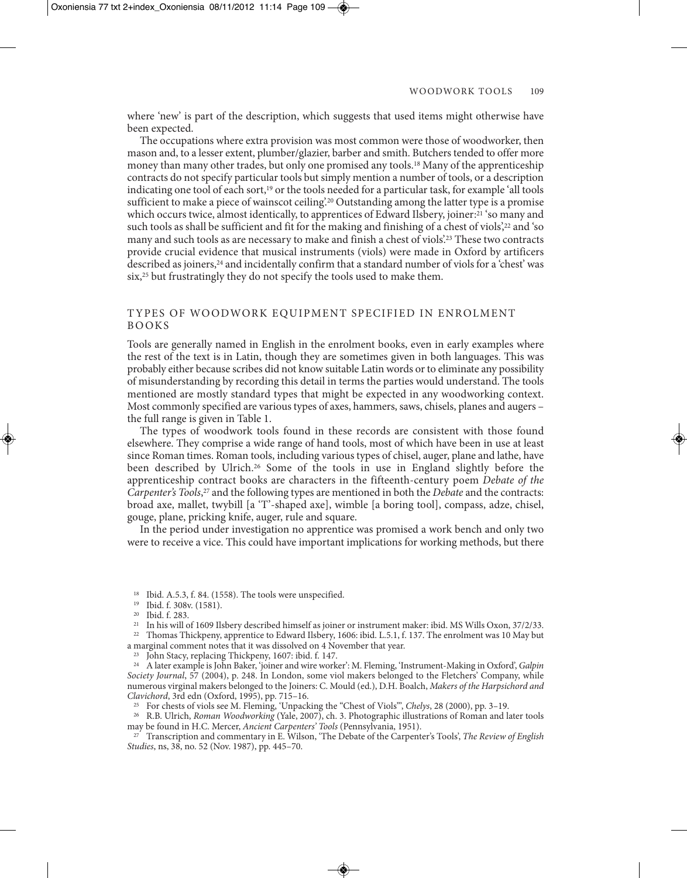where 'new' is part of the description, which suggests that used items might otherwise have been expected.

The occupations where extra provision was most common were those of woodworker, then mason and, to a lesser extent, plumber/glazier, barber and smith. Butchers tended to offer more money than many other trades, but only one promised any tools.[18] Many of the apprenticeship contracts do not specify particular tools but simply mention a number of tools, or a description indicating one tool of each sort,[19] or the tools needed for a particular task, for example 'all tools sufficient to make a piece of wainscot ceiling'.[20] Outstanding among the latter type is a promise which occurs twice, almost identically, to apprentices of Edward Ilsbery, joiner:[21] 'so many and such tools as shall be sufficient and fit for the making and finishing of a chest of viols',[22] and 'so many and such tools as are necessary to make and finish a chest of viols'.[23] These two contracts provide crucial evidence that musical instruments (viols) were made in Oxford by artificers described as joiners,[24] and incidentally confirm that a standard number of viols for a 'chest' was six,[25] but frustratingly they do not specify the tools used to make them.

## TYPES OF WOODWORK EQUIPMENT SPECIFIED IN ENROLMENT BOOKS

Tools are generally named in English in the enrolment books, even in early examples where the rest of the text is in Latin, though they are sometimes given in both languages. This was probably either because scribes did not know suitable Latin words or to eliminate any possibility of misunderstanding by recording this detail in terms the parties would understand. The tools mentioned are mostly standard types that might be expected in any woodworking context. Most commonly specified are various types of axes, hammers, saws, chisels, planes and augers – the full range is given in Table 1.

The types of woodwork tools found in these records are consistent with those found elsewhere. They comprise a wide range of hand tools, most of which have been in use at least since Roman times. Roman tools, including various types of chisel, auger, plane and lathe, have been described by Ulrich.[26] Some of the tools in use in England slightly before the apprenticeship contract books are characters in the fifteenth-century poem *Debate of the Carpenter's Tools*,[27] and the following types are mentioned in both the *Debate* and the contracts: broad axe, mallet, twybill [a 'T'-shaped axe], wimble [a boring tool], compass, adze, chisel, gouge, plane, pricking knife, auger, rule and square.

In the period under investigation no apprentice was promised a work bench and only two were to receive a vice. This could have important implications for working methods, but there

---

[18] Ibid. A.5.3, f. 84. (1558). The tools were unspecified.

[19] Ibid. f. 308v. (1581).

[20] Ibid. f. 283.

[21] In his will of 1609 Ilsbery described himself as joiner or instrument maker: ibid. MS Wills Oxon, 37/2/33.

[22] Thomas Thickpeny, apprentice to Edward Ilsbery, 1606: ibid. L.5.1, f. 137. The enrolment was 10 May but a marginal comment notes that it was dissolved on 4 November that year.

[23] John Stacy, replacing Thickpeny, 1607: ibid. f. 147.

[24] A later example is John Baker, 'joiner and wire worker': M. Fleming, 'Instrument-Making in Oxford', *Galpin Society Journal*, 57 (2004), p. 248. In London, some viol makers belonged to the Fletchers' Company, while numerous virginal makers belonged to the Joiners: C. Mould (ed.), D.H. Boalch, *Makers of the Harpsichord and Clavichord*, 3rd edn (Oxford, 1995), pp. 715–16.

[25] For chests of viols see M. Fleming, 'Unpacking the "Chest of Viols"', *Chelys*, 28 (2000), pp. 3–19.

[26] R.B. Ulrich, *Roman Woodworking* (Yale, 2007), ch. 3. Photographic illustrations of Roman and later tools may be found in H.C. Mercer, *Ancient Carpenters' Tools* (Pennsylvania, 1951).

[27] Transcription and commentary in E. Wilson, 'The Debate of the Carpenter's Tools', *The Review of English Studies*, ns, 38, no. 52 (Nov. 1987), pp. 445–70.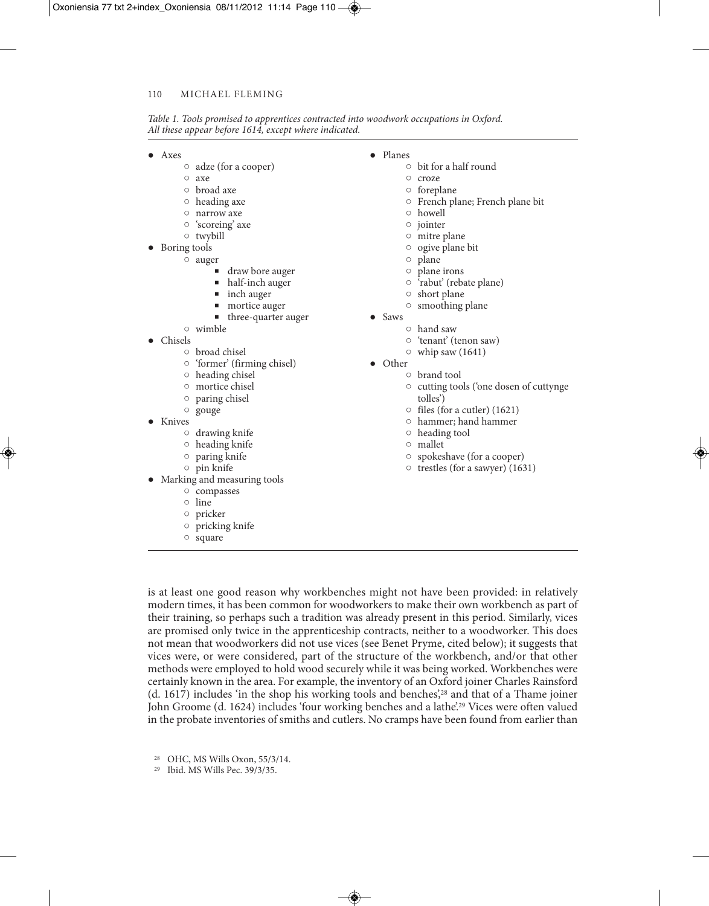*Table 1. Tools promised to apprentices contracted into woodwork occupations in Oxford. All these appear before 1614, except where indicated.*

- Axes
  - adze (for a cooper)
  - axe
  - broad axe
  - heading axe
  - narrow axe
  - 'scoreing' axe
  - twybill
- Boring tools
  - auger
    - draw bore auger
    - half-inch auger
    - inch auger
    - mortice auger
    - three-quarter auger
  - wimble
- Chisels
  - broad chisel
  - 'former' (firming chisel)
  - heading chisel
  - mortice chisel
  - paring chisel
  - gouge
- Knives
  - drawing knife
  - heading knife
  - paring knife
  - pin knife
- Marking and measuring tools
  - compasses
  - line
  - pricker
  - pricking knife
  - square
- Planes
  - bit for a half round
  - croze
  - foreplane
  - French plane; French plane bit
  - howell
  - jointer
  - mitre plane
  - ogive plane bit
  - plane
  - plane irons
  - 'rabut' (rebate plane)
  - short plane
  - smoothing plane
- Saws
  - hand saw
  - 'tenant' (tenon saw)
  - whip saw (1641)
- Other
  - brand tool
  - cutting tools ('one dosen of cuttynge tolles')
  - files (for a cutler) (1621)
  - hammer; hand hammer
  - heading tool
  - mallet
  - spokeshave (for a cooper)
  - trestles (for a sawyer) (1631)

is at least one good reason why workbenches might not have been provided: in relatively modern times, it has been common for woodworkers to make their own workbench as part of their training, so perhaps such a tradition was already present in this period. Similarly, vices are promised only twice in the apprenticeship contracts, neither to a woodworker. This does not mean that woodworkers did not use vices (see Benet Pryme, cited below); it suggests that vices were, or were considered, part of the structure of the workbench, and/or that other methods were employed to hold wood securely while it was being worked. Workbenches were certainly known in the area. For example, the inventory of an Oxford joiner Charles Rainsford (d. 1617) includes 'in the shop his working tools and benches',[28] and that of a Thame joiner John Groome (d. 1624) includes 'four working benches and a lathe'.[29] Vices were often valued in the probate inventories of smiths and cutlers. No cramps have been found from earlier than

[28] OHC, MS Wills Oxon, 55/3/14.

[29] Ibid. MS Wills Pec. 39/3/35.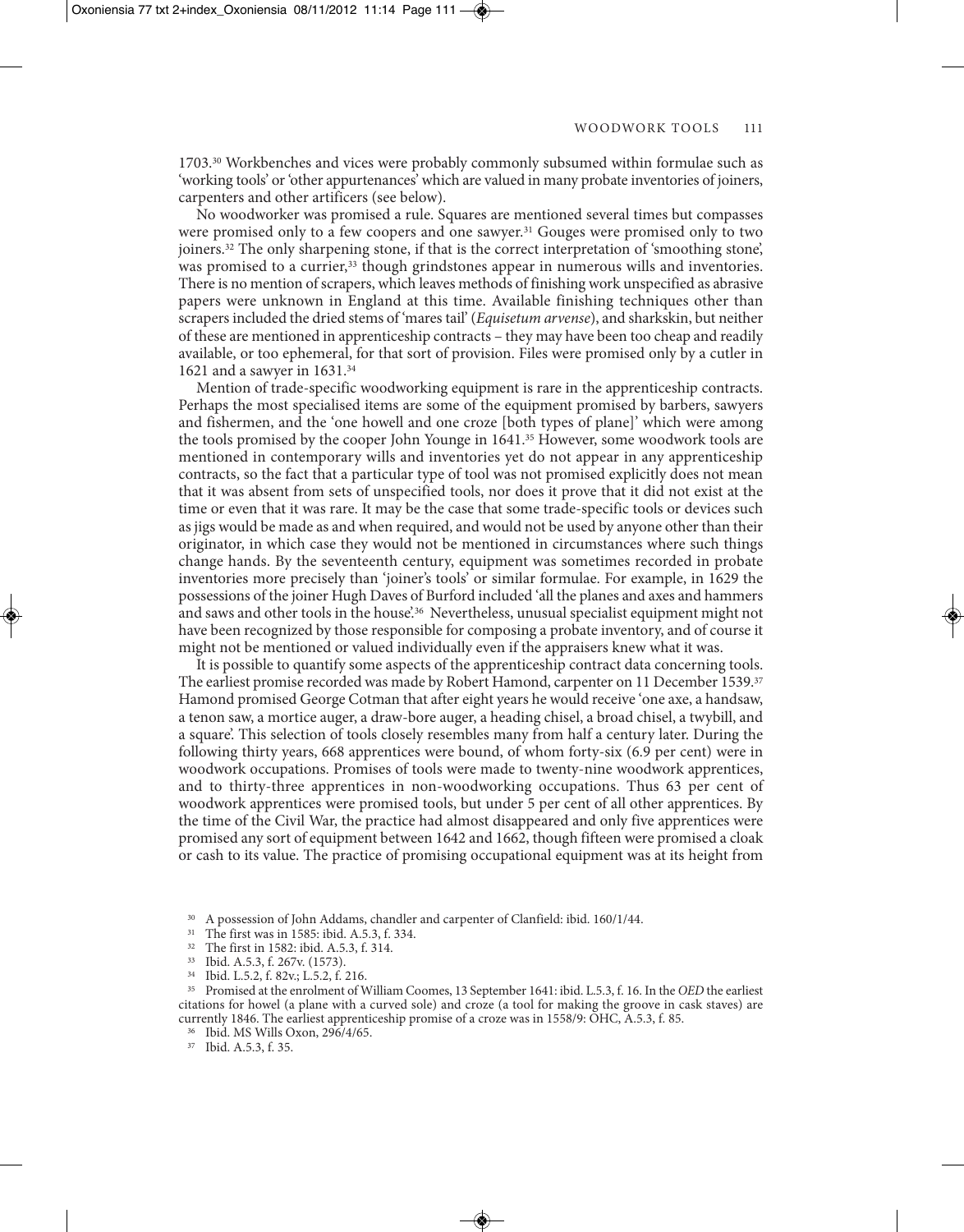1703.[30] Workbenches and vices were probably commonly subsumed within formulae such as 'working tools' or 'other appurtenances' which are valued in many probate inventories of joiners, carpenters and other artificers (see below).

No woodworker was promised a rule. Squares are mentioned several times but compasses were promised only to a few coopers and one sawyer.[31] Gouges were promised only to two joiners.[32] The only sharpening stone, if that is the correct interpretation of 'smoothing stone', was promised to a currier,[33] though grindstones appear in numerous wills and inventories. There is no mention of scrapers, which leaves methods of finishing work unspecified as abrasive papers were unknown in England at this time. Available finishing techniques other than scrapers included the dried stems of 'mares tail' (*Equisetum arvense*), and sharkskin, but neither of these are mentioned in apprenticeship contracts – they may have been too cheap and readily available, or too ephemeral, for that sort of provision. Files were promised only by a cutler in 1621 and a sawyer in 1631.[34]

Mention of trade-specific woodworking equipment is rare in the apprenticeship contracts. Perhaps the most specialised items are some of the equipment promised by barbers, sawyers and fishermen, and the 'one howell and one croze [both types of plane]' which were among the tools promised by the cooper John Younge in 1641.[35] However, some woodwork tools are mentioned in contemporary wills and inventories yet do not appear in any apprenticeship contracts, so the fact that a particular type of tool was not promised explicitly does not mean that it was absent from sets of unspecified tools, nor does it prove that it did not exist at the time or even that it was rare. It may be the case that some trade-specific tools or devices such as jigs would be made as and when required, and would not be used by anyone other than their originator, in which case they would not be mentioned in circumstances where such things change hands. By the seventeenth century, equipment was sometimes recorded in probate inventories more precisely than 'joiner's tools' or similar formulae. For example, in 1629 the possessions of the joiner Hugh Daves of Burford included 'all the planes and axes and hammers and saws and other tools in the house'.[36] Nevertheless, unusual specialist equipment might not have been recognized by those responsible for composing a probate inventory, and of course it might not be mentioned or valued individually even if the appraisers knew what it was.

It is possible to quantify some aspects of the apprenticeship contract data concerning tools. The earliest promise recorded was made by Robert Hamond, carpenter on 11 December 1539.[37] Hamond promised George Cotman that after eight years he would receive 'one axe, a handsaw, a tenon saw, a mortice auger, a draw-bore auger, a heading chisel, a broad chisel, a twybill, and a square'. This selection of tools closely resembles many from half a century later. During the following thirty years, 668 apprentices were bound, of whom forty-six (6.9 per cent) were in woodwork occupations. Promises of tools were made to twenty-nine woodwork apprentices, and to thirty-three apprentices in non-woodworking occupations. Thus 63 per cent of woodwork apprentices were promised tools, but under 5 per cent of all other apprentices. By the time of the Civil War, the practice had almost disappeared and only five apprentices were promised any sort of equipment between 1642 and 1662, though fifteen were promised a cloak or cash to its value. The practice of promising occupational equipment was at its height from

[30] A possession of John Addams, chandler and carpenter of Clanfield: ibid. 160/1/44.

[31] The first was in 1585: ibid. A.5.3, f. 334.

[32] The first in 1582: ibid. A.5.3, f. 314.

[33] Ibid. A.5.3, f. 267v. (1573).

[34] Ibid. L.5.2, f. 82v.; L.5.2, f. 216.

[35] Promised at the enrolment of William Coomes, 13 September 1641: ibid. L.5.3, f. 16. In the *OED* the earliest citations for howel (a plane with a curved sole) and croze (a tool for making the groove in cask staves) are currently 1846. The earliest apprenticeship promise of a croze was in 1558/9: OHC, A.5.3, f. 85.

[36] Ibid. MS Wills Oxon, 296/4/65.

[37] Ibid. A.5.3, f. 35.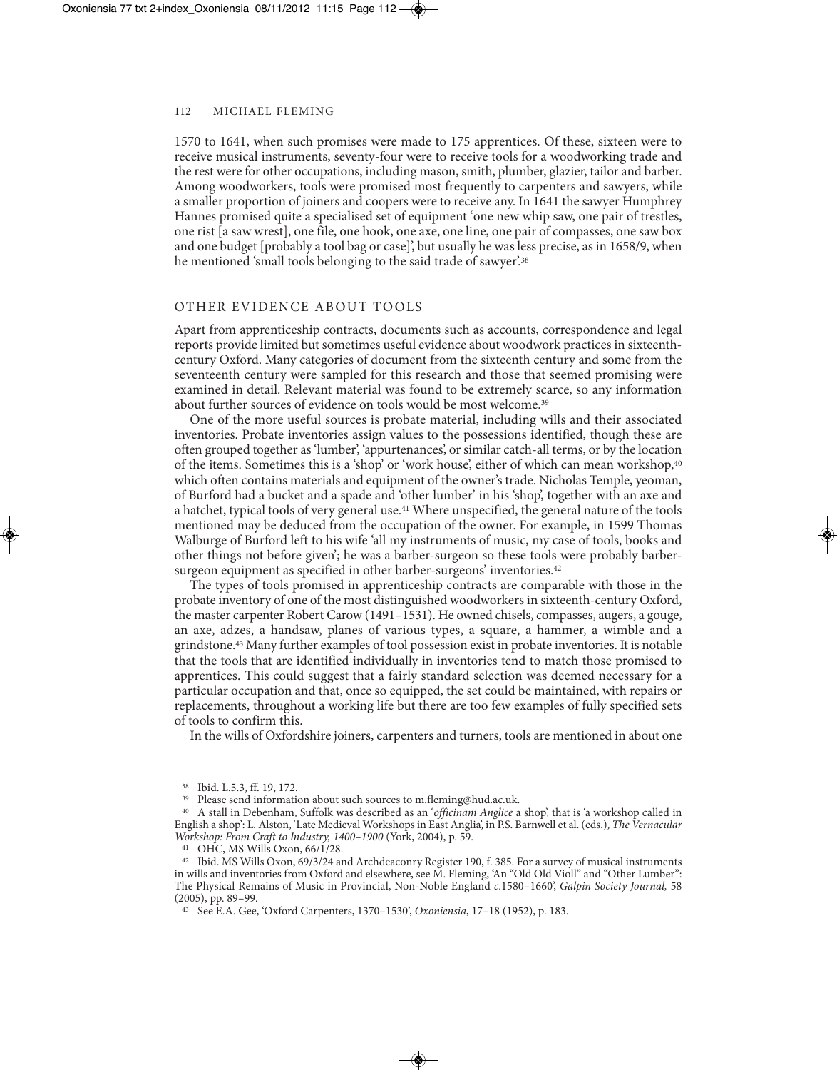1570 to 1641, when such promises were made to 175 apprentices. Of these, sixteen were to receive musical instruments, seventy-four were to receive tools for a woodworking trade and the rest were for other occupations, including mason, smith, plumber, glazier, tailor and barber. Among woodworkers, tools were promised most frequently to carpenters and sawyers, while a smaller proportion of joiners and coopers were to receive any. In 1641 the sawyer Humphrey Hannes promised quite a specialised set of equipment 'one new whip saw, one pair of trestles, one rist [a saw wrest], one file, one hook, one axe, one line, one pair of compasses, one saw box and one budget [probably a tool bag or case]', but usually he was less precise, as in 1658/9, when he mentioned 'small tools belonging to the said trade of sawyer'.[38]

## OTHER EVIDENCE ABOUT TOOLS

Apart from apprenticeship contracts, documents such as accounts, correspondence and legal reports provide limited but sometimes useful evidence about woodwork practices in sixteenth-century Oxford. Many categories of document from the sixteenth century and some from the seventeenth century were sampled for this research and those that seemed promising were examined in detail. Relevant material was found to be extremely scarce, so any information about further sources of evidence on tools would be most welcome.[39]

One of the more useful sources is probate material, including wills and their associated inventories. Probate inventories assign values to the possessions identified, though these are often grouped together as 'lumber', 'appurtenances', or similar catch-all terms, or by the location of the items. Sometimes this is a 'shop' or 'work house', either of which can mean workshop,[40] which often contains materials and equipment of the owner's trade. Nicholas Temple, yeoman, of Burford had a bucket and a spade and 'other lumber' in his 'shop', together with an axe and a hatchet, typical tools of very general use.[41] Where unspecified, the general nature of the tools mentioned may be deduced from the occupation of the owner. For example, in 1599 Thomas Walburge of Burford left to his wife 'all my instruments of music, my case of tools, books and other things not before given'; he was a barber-surgeon so these tools were probably barber-surgeon equipment as specified in other barber-surgeons' inventories.[42]

The types of tools promised in apprenticeship contracts are comparable with those in the probate inventory of one of the most distinguished woodworkers in sixteenth-century Oxford, the master carpenter Robert Carow (1491–1531). He owned chisels, compasses, augers, a gouge, an axe, adzes, a handsaw, planes of various types, a square, a hammer, a wimble and a grindstone.[43] Many further examples of tool possession exist in probate inventories. It is notable that the tools that are identified individually in inventories tend to match those promised to apprentices. This could suggest that a fairly standard selection was deemed necessary for a particular occupation and that, once so equipped, the set could be maintained, with repairs or replacements, throughout a working life but there are too few examples of fully specified sets of tools to confirm this.

In the wills of Oxfordshire joiners, carpenters and turners, tools are mentioned in about one

[38] Ibid. L.5.3, ff. 19, 172.

[39] Please send information about such sources to m.fleming@hud.ac.uk.

[40] A stall in Debenham, Suffolk was described as an '*officinam Anglice* a shop', that is 'a workshop called in English a shop': L. Alston, 'Late Medieval Workshops in East Anglia', in P.S. Barnwell et al. (eds.), *The Vernacular Workshop: From Craft to Industry, 1400–1900* (York, 2004), p. 59.

[41] OHC, MS Wills Oxon, 66/1/28.

[42] Ibid. MS Wills Oxon, 69/3/24 and Archdeaconry Register 190, f. 385. For a survey of musical instruments in wills and inventories from Oxford and elsewhere, see M. Fleming, 'An "Old Old Violl" and "Other Lumber": The Physical Remains of Music in Provincial, Non-Noble England *c.*1580–1660', *Galpin Society Journal,* 58 (2005), pp. 89–99.

[43] See E.A. Gee, 'Oxford Carpenters, 1370–1530', *Oxoniensia*, 17–18 (1952), p. 183.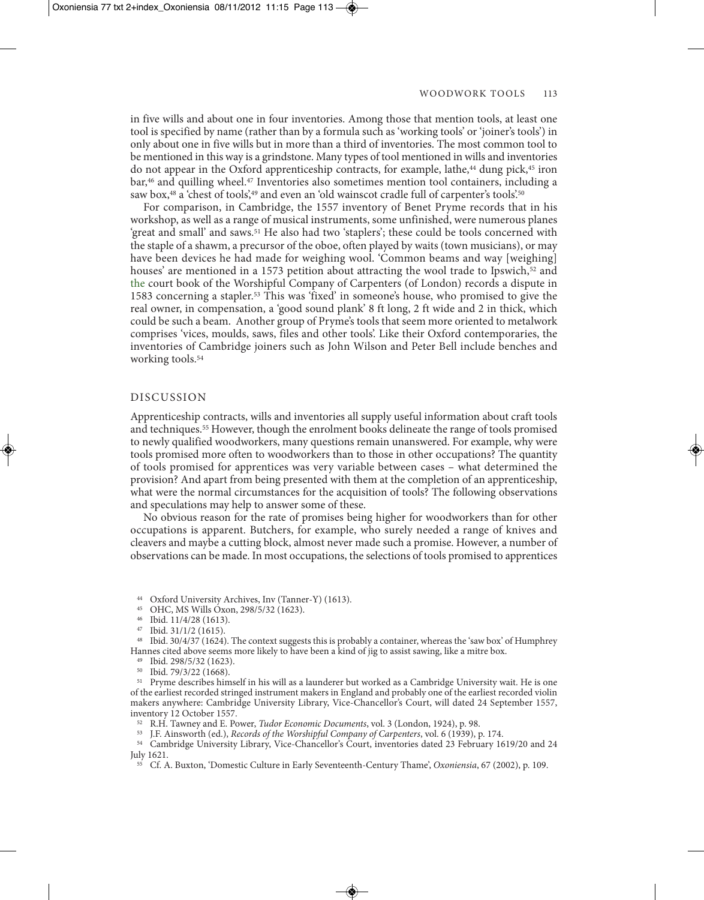in five wills and about one in four inventories. Among those that mention tools, at least one tool is specified by name (rather than by a formula such as 'working tools' or 'joiner's tools') in only about one in five wills but in more than a third of inventories. The most common tool to be mentioned in this way is a grindstone. Many types of tool mentioned in wills and inventories do not appear in the Oxford apprenticeship contracts, for example, lathe,[44] dung pick,[45] iron bar,[46] and quilling wheel.[47] Inventories also sometimes mention tool containers, including a saw box,[48] a 'chest of tools',[49] and even an 'old wainscot cradle full of carpenter's tools'.[50]

For comparison, in Cambridge, the 1557 inventory of Benet Pryme records that in his workshop, as well as a range of musical instruments, some unfinished, were numerous planes 'great and small' and saws.[51] He also had two 'staplers'; these could be tools concerned with the staple of a shawm, a precursor of the oboe, often played by waits (town musicians), or may have been devices he had made for weighing wool. 'Common beams and way [weighing] houses' are mentioned in a 1573 petition about attracting the wool trade to Ipswich,[52] and the court book of the Worshipful Company of Carpenters (of London) records a dispute in 1583 concerning a stapler.[53] This was 'fixed' in someone's house, who promised to give the real owner, in compensation, a 'good sound plank' 8 ft long, 2 ft wide and 2 in thick, which could be such a beam. Another group of Pryme's tools that seem more oriented to metalwork comprises 'vices, moulds, saws, files and other tools'. Like their Oxford contemporaries, the inventories of Cambridge joiners such as John Wilson and Peter Bell include benches and working tools.[54]

## DISCUSSION

Apprenticeship contracts, wills and inventories all supply useful information about craft tools and techniques.[55] However, though the enrolment books delineate the range of tools promised to newly qualified woodworkers, many questions remain unanswered. For example, why were tools promised more often to woodworkers than to those in other occupations? The quantity of tools promised for apprentices was very variable between cases – what determined the provision? And apart from being presented with them at the completion of an apprenticeship, what were the normal circumstances for the acquisition of tools? The following observations and speculations may help to answer some of these.

No obvious reason for the rate of promises being higher for woodworkers than for other occupations is apparent. Butchers, for example, who surely needed a range of knives and cleavers and maybe a cutting block, almost never made such a promise. However, a number of observations can be made. In most occupations, the selections of tools promised to apprentices

---

44 Oxford University Archives, Inv (Tanner-Y) (1613).

45 OHC, MS Wills Oxon, 298/5/32 (1623).

46 Ibid. 11/4/28 (1613).

47 Ibid. 31/1/2 (1615).

48 Ibid. 30/4/37 (1624). The context suggests this is probably a container, whereas the 'saw box' of Humphrey Hannes cited above seems more likely to have been a kind of jig to assist sawing, like a mitre box.

49 Ibid. 298/5/32 (1623).

50 Ibid. 79/3/22 (1668).

51 Pryme describes himself in his will as a launderer but worked as a Cambridge University wait. He is one of the earliest recorded stringed instrument makers in England and probably one of the earliest recorded violin makers anywhere: Cambridge University Library, Vice-Chancellor's Court, will dated 24 September 1557, inventory 12 October 1557.

52 R.H. Tawney and E. Power, *Tudor Economic Documents*, vol. 3 (London, 1924), p. 98.

53 J.F. Ainsworth (ed.), *Records of the Worshipful Company of Carpenters*, vol. 6 (1939), p. 174.

54 Cambridge University Library, Vice-Chancellor's Court, inventories dated 23 February 1619/20 and 24 July 1621.

55 Cf. A. Buxton, 'Domestic Culture in Early Seventeenth-Century Thame', *Oxoniensia*, 67 (2002), p. 109.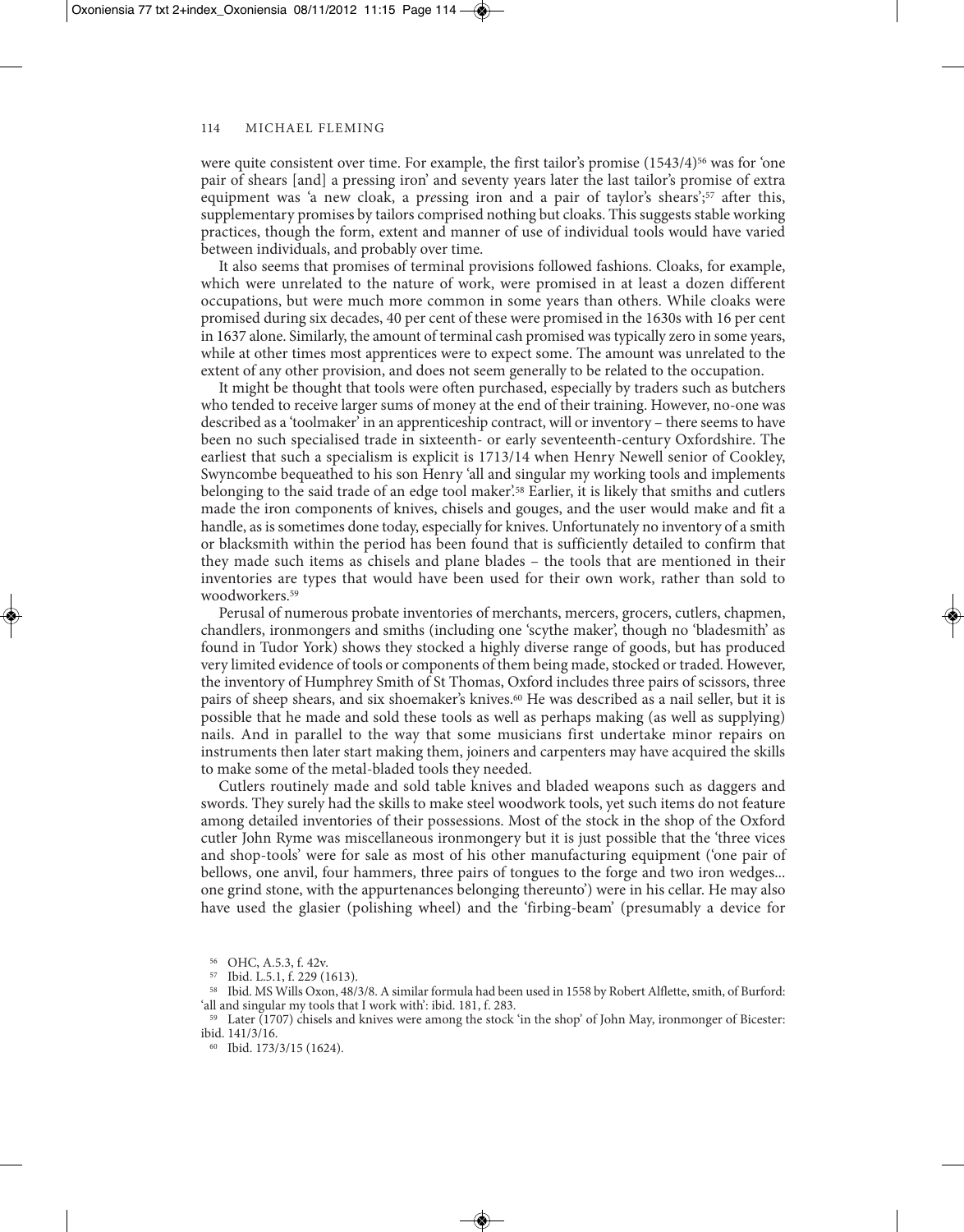were quite consistent over time. For example, the first tailor's promise (1543/4)[56] was for 'one pair of shears [and] a pressing iron' and seventy years later the last tailor's promise of extra equipment was 'a new cloak, a pressing iron and a pair of taylor's shears';[57] after this, supplementary promises by tailors comprised nothing but cloaks. This suggests stable working practices, though the form, extent and manner of use of individual tools would have varied between individuals, and probably over time.

It also seems that promises of terminal provisions followed fashions. Cloaks, for example, which were unrelated to the nature of work, were promised in at least a dozen different occupations, but were much more common in some years than others. While cloaks were promised during six decades, 40 per cent of these were promised in the 1630s with 16 per cent in 1637 alone. Similarly, the amount of terminal cash promised was typically zero in some years, while at other times most apprentices were to expect some. The amount was unrelated to the extent of any other provision, and does not seem generally to be related to the occupation.

It might be thought that tools were often purchased, especially by traders such as butchers who tended to receive larger sums of money at the end of their training. However, no-one was described as a 'toolmaker' in an apprenticeship contract, will or inventory – there seems to have been no such specialised trade in sixteenth- or early seventeenth-century Oxfordshire. The earliest that such a specialism is explicit is 1713/14 when Henry Newell senior of Cookley, Swyncombe bequeathed to his son Henry 'all and singular my working tools and implements belonging to the said trade of an edge tool maker'.[58] Earlier, it is likely that smiths and cutlers made the iron components of knives, chisels and gouges, and the user would make and fit a handle, as is sometimes done today, especially for knives. Unfortunately no inventory of a smith or blacksmith within the period has been found that is sufficiently detailed to confirm that they made such items as chisels and plane blades – the tools that are mentioned in their inventories are types that would have been used for their own work, rather than sold to woodworkers.[59]

Perusal of numerous probate inventories of merchants, mercers, grocers, cutlers, chapmen, chandlers, ironmongers and smiths (including one 'scythe maker', though no 'bladesmith' as found in Tudor York) shows they stocked a highly diverse range of goods, but has produced very limited evidence of tools or components of them being made, stocked or traded. However, the inventory of Humphrey Smith of St Thomas, Oxford includes three pairs of scissors, three pairs of sheep shears, and six shoemaker's knives.[60] He was described as a nail seller, but it is possible that he made and sold these tools as well as perhaps making (as well as supplying) nails. And in parallel to the way that some musicians first undertake minor repairs on instruments then later start making them, joiners and carpenters may have acquired the skills to make some of the metal-bladed tools they needed.

Cutlers routinely made and sold table knives and bladed weapons such as daggers and swords. They surely had the skills to make steel woodwork tools, yet such items do not feature among detailed inventories of their possessions. Most of the stock in the shop of the Oxford cutler John Ryme was miscellaneous ironmongery but it is just possible that the 'three vices and shop-tools' were for sale as most of his other manufacturing equipment ('one pair of bellows, one anvil, four hammers, three pairs of tongues to the forge and two iron wedges... one grind stone, with the appurtenances belonging thereunto') were in his cellar. He may also have used the glasier (polishing wheel) and the 'firbing-beam' (presumably a device for

---

[56] OHC, A.5.3, f. 42v.

[57] Ibid. L.5.1, f. 229 (1613).

[58] Ibid. MS Wills Oxon, 48/3/8. A similar formula had been used in 1558 by Robert Alflette, smith, of Burford: 'all and singular my tools that I work with': ibid. 181, f. 283.

[59] Later (1707) chisels and knives were among the stock 'in the shop' of John May, ironmonger of Bicester: ibid. 141/3/16.

[60] Ibid. 173/3/15 (1624).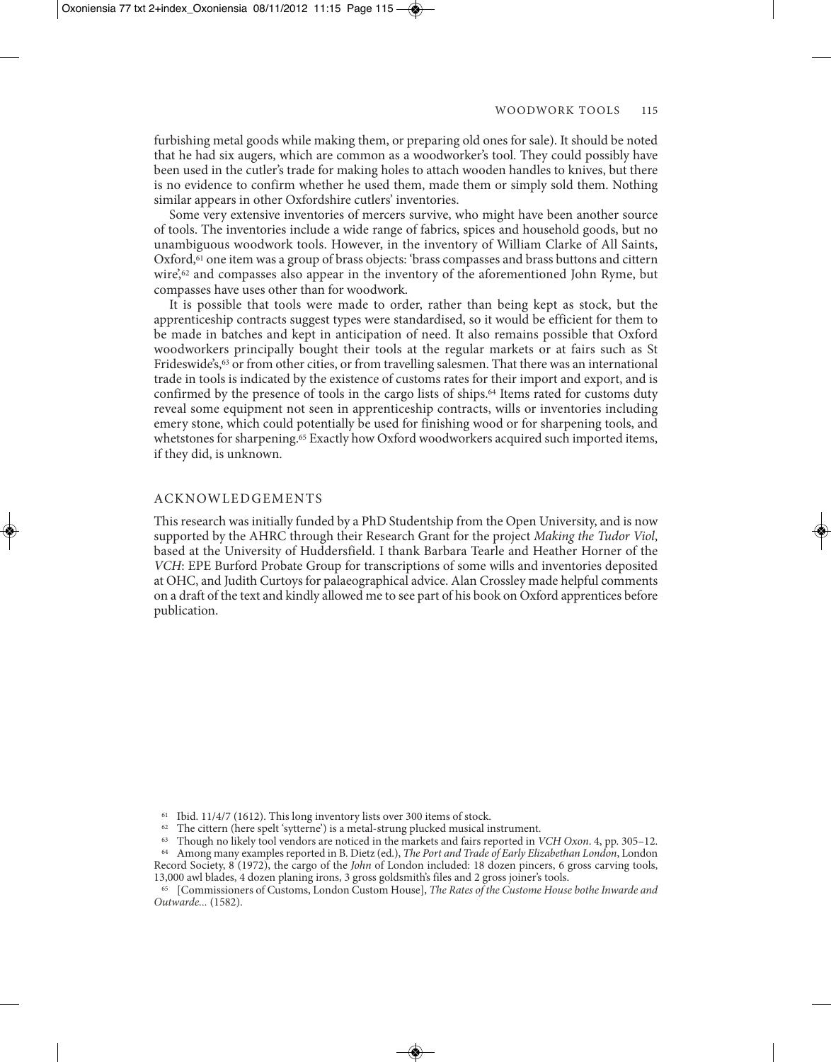furbishing metal goods while making them, or preparing old ones for sale). It should be noted that he had six augers, which are common as a woodworker's tool. They could possibly have been used in the cutler's trade for making holes to attach wooden handles to knives, but there is no evidence to confirm whether he used them, made them or simply sold them. Nothing similar appears in other Oxfordshire cutlers' inventories.

Some very extensive inventories of mercers survive, who might have been another source of tools. The inventories include a wide range of fabrics, spices and household goods, but no unambiguous woodwork tools. However, in the inventory of William Clarke of All Saints, Oxford,[61] one item was a group of brass objects: 'brass compasses and brass buttons and cittern wire',[62] and compasses also appear in the inventory of the aforementioned John Ryme, but compasses have uses other than for woodwork.

It is possible that tools were made to order, rather than being kept as stock, but the apprenticeship contracts suggest types were standardised, so it would be efficient for them to be made in batches and kept in anticipation of need. It also remains possible that Oxford woodworkers principally bought their tools at the regular markets or at fairs such as St Frideswide's,[63] or from other cities, or from travelling salesmen. That there was an international trade in tools is indicated by the existence of customs rates for their import and export, and is confirmed by the presence of tools in the cargo lists of ships.[64] Items rated for customs duty reveal some equipment not seen in apprenticeship contracts, wills or inventories including emery stone, which could potentially be used for finishing wood or for sharpening tools, and whetstones for sharpening.[65] Exactly how Oxford woodworkers acquired such imported items, if they did, is unknown.

## ACKNOWLEDGEMENTS

This research was initially funded by a PhD Studentship from the Open University, and is now supported by the AHRC through their Research Grant for the project *Making the Tudor Viol*, based at the University of Huddersfield. I thank Barbara Tearle and Heather Horner of the *VCH*: EPE Burford Probate Group for transcriptions of some wills and inventories deposited at OHC, and Judith Curtoys for palaeographical advice. Alan Crossley made helpful comments on a draft of the text and kindly allowed me to see part of his book on Oxford apprentices before publication.

---

[61] Ibid. 11/4/7 (1612). This long inventory lists over 300 items of stock.

[62] The cittern (here spelt 'sytterne') is a metal-strung plucked musical instrument.

[63] Though no likely tool vendors are noticed in the markets and fairs reported in *VCH Oxon*. 4, pp. 305–12.

[64] Among many examples reported in B. Dietz (ed.), *The Port and Trade of Early Elizabethan London*, London Record Society, 8 (1972), the cargo of the *John* of London included: 18 dozen pincers, 6 gross carving tools, 13,000 awl blades, 4 dozen planing irons, 3 gross goldsmith's files and 2 gross joiner's tools.

[65] [Commissioners of Customs, London Custom House], *The Rates of the Custome House bothe Inwarde and Outwarde...* (1582).